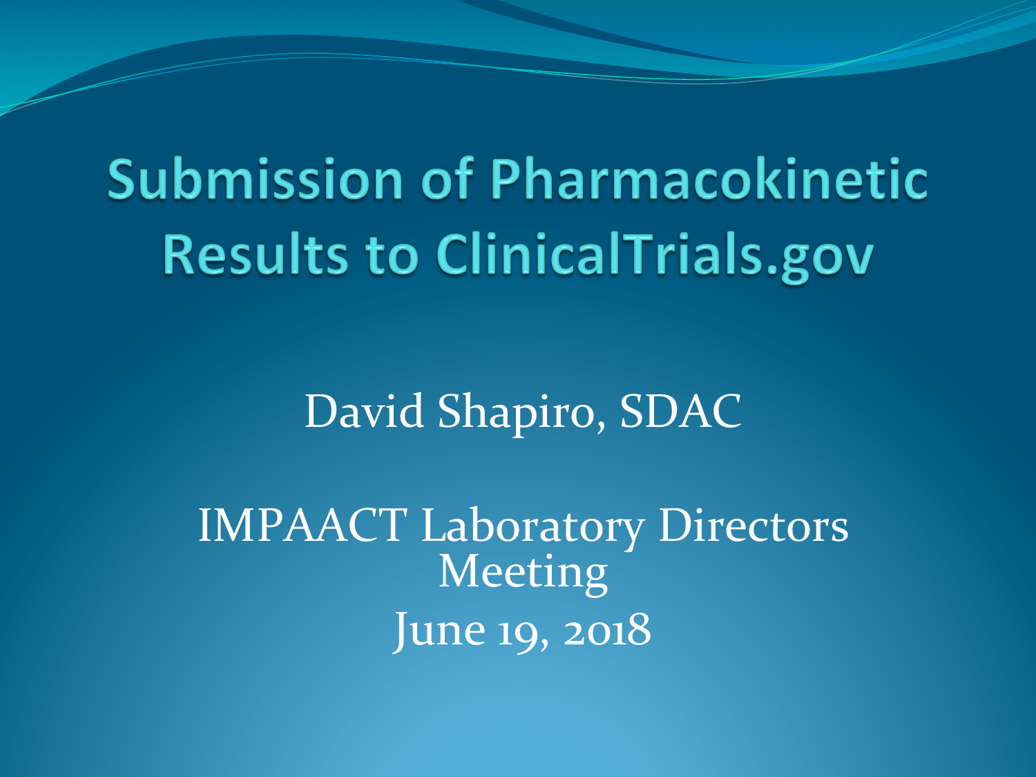# Submission of Pharmacokinetic Results to ClinicalTrials.gov

David Shapiro, SDAC

IMPAACT Laboratory Directors Meeting

June 19, 2018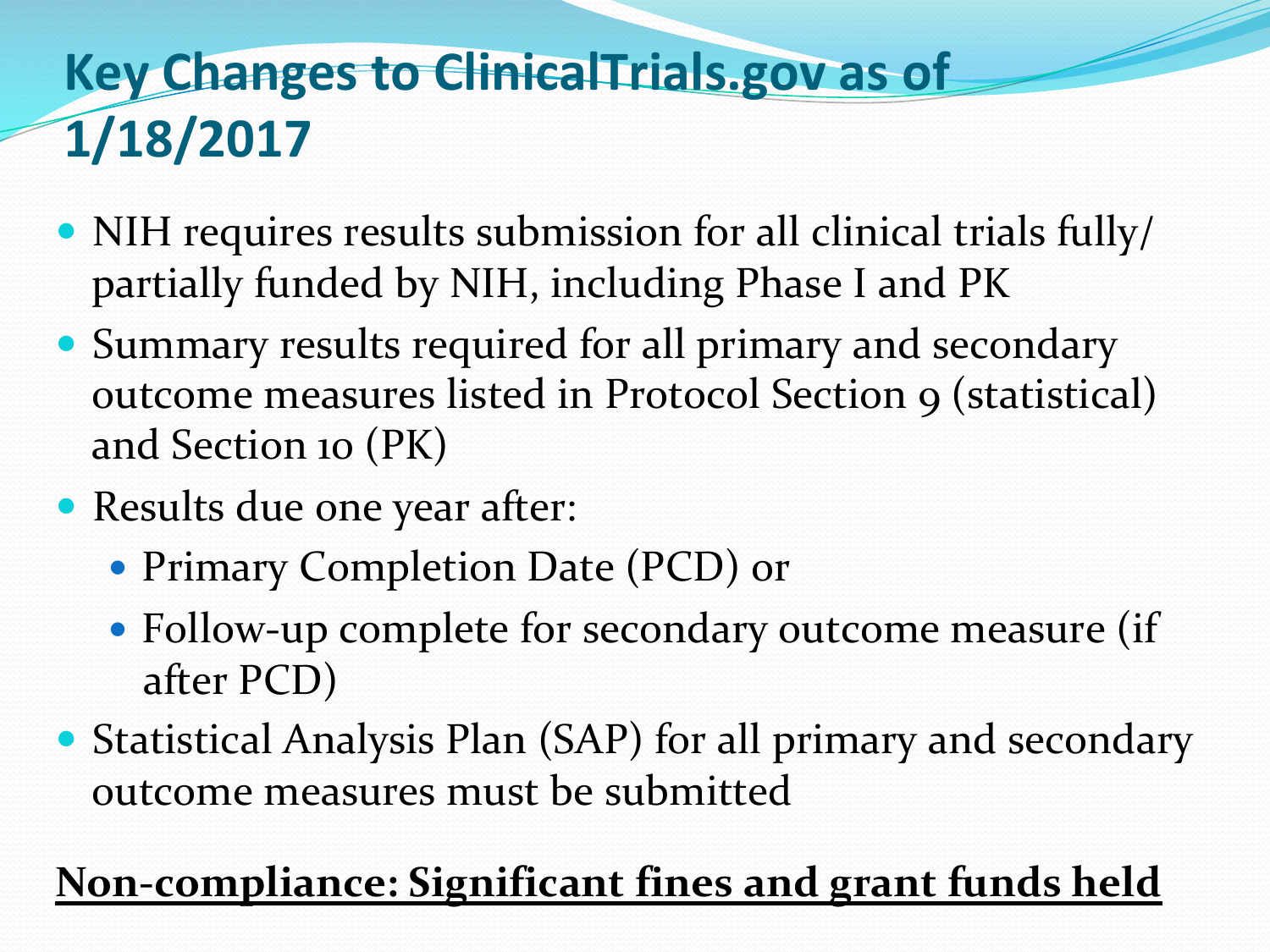# Key Changes to ClinicalTrials.gov as of 1/18/2017

- NIH requires results submission for all clinical trials fully/ partially funded by NIH, including Phase I and PK
- Summary results required for all primary and secondary outcome measures listed in Protocol Section 9 (statistical) and Section 10 (PK)
- Results due one year after:
  - Primary Completion Date (PCD) or
  - Follow-up complete for secondary outcome measure (if after PCD)
- Statistical Analysis Plan (SAP) for all primary and secondary outcome measures must be submitted

**Non-compliance: Significant fines and grant funds held**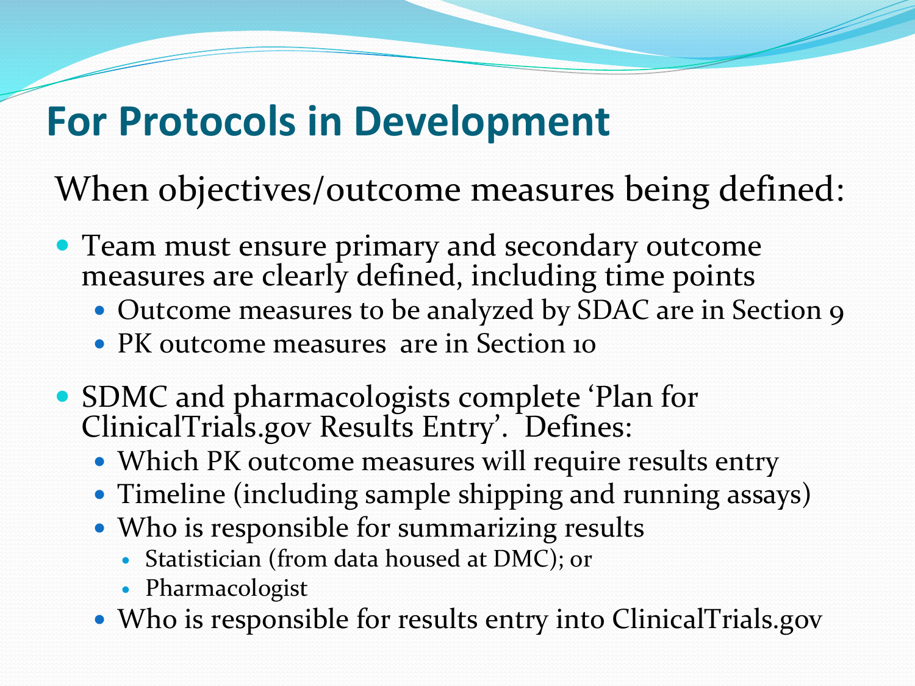# For Protocols in Development

When objectives/outcome measures being defined:

- Team must ensure primary and secondary outcome measures are clearly defined, including time points
  - Outcome measures to be analyzed by SDAC are in Section 9
  - PK outcome measures are in Section 10
- SDMC and pharmacologists complete 'Plan for ClinicalTrials.gov Results Entry'. Defines:
  - Which PK outcome measures will require results entry
  - Timeline (including sample shipping and running assays)
  - Who is responsible for summarizing results
    - Statistician (from data housed at DMC); or
    - Pharmacologist
  - Who is responsible for results entry into ClinicalTrials.gov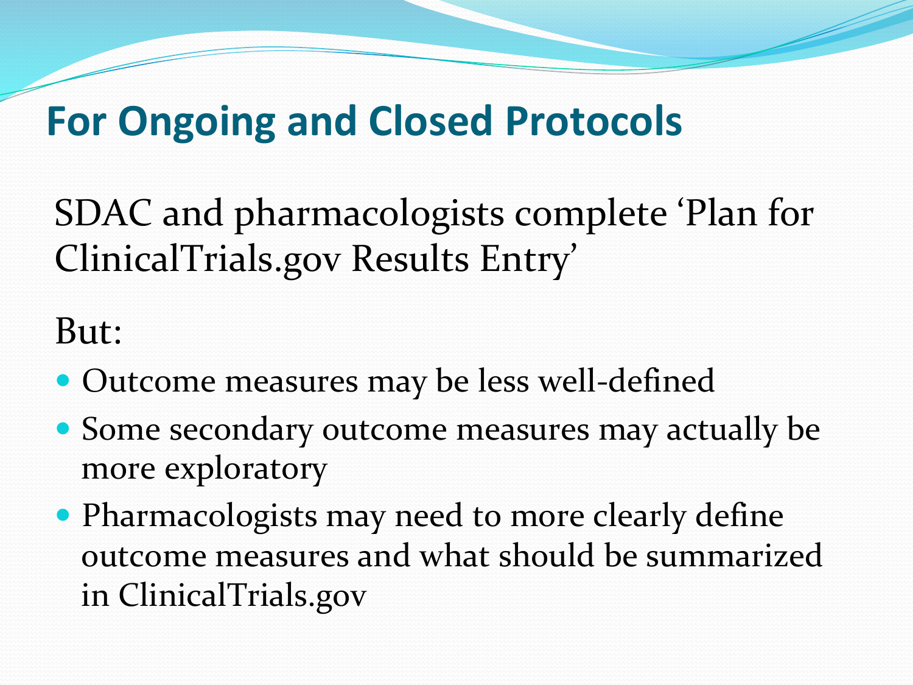# For Ongoing and Closed Protocols

SDAC and pharmacologists complete 'Plan for ClinicalTrials.gov Results Entry'

But:

- Outcome measures may be less well-defined
- Some secondary outcome measures may actually be more exploratory
- Pharmacologists may need to more clearly define outcome measures and what should be summarized in ClinicalTrials.gov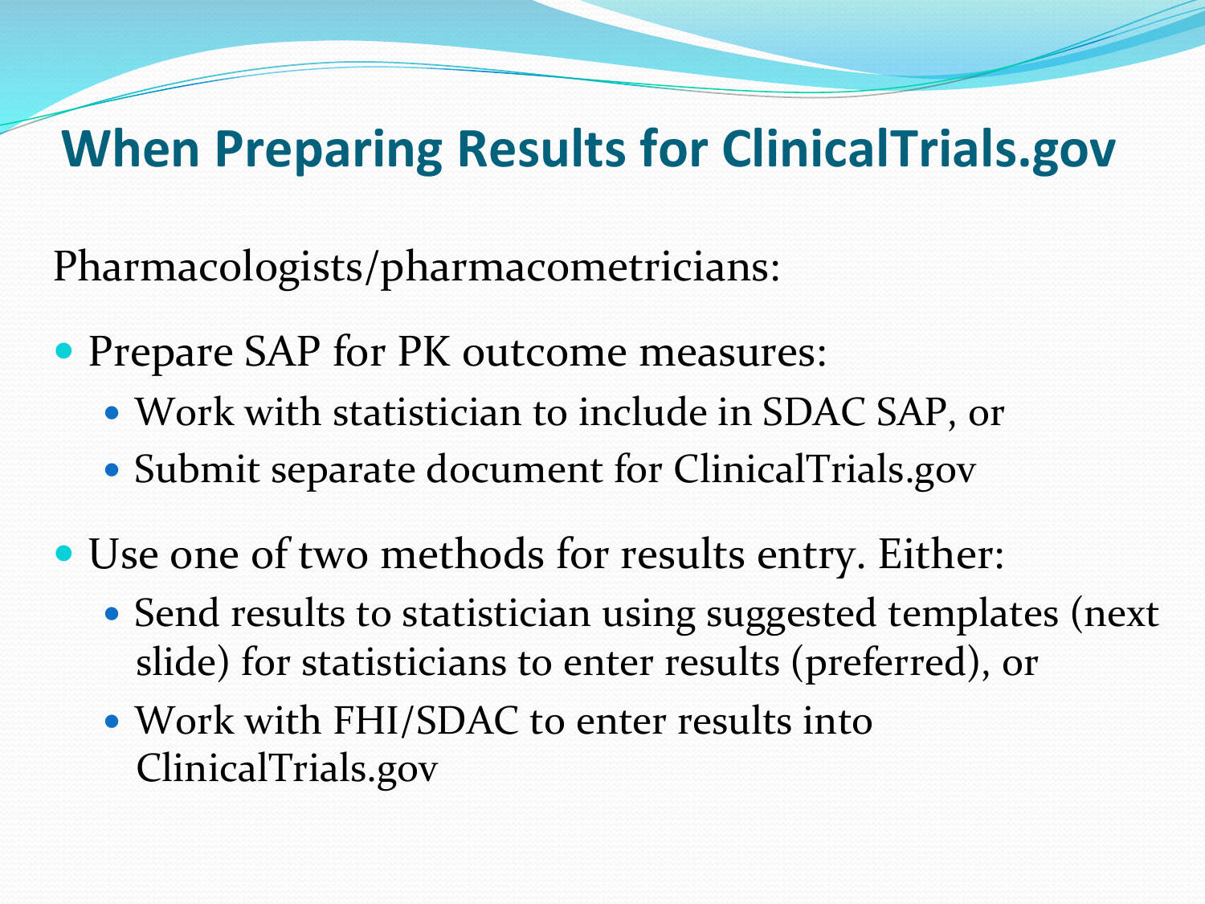# When Preparing Results for ClinicalTrials.gov

Pharmacologists/pharmacometricians:

- Prepare SAP for PK outcome measures:
  - Work with statistician to include in SDAC SAP, or
  - Submit separate document for ClinicalTrials.gov
- Use one of two methods for results entry. Either:
  - Send results to statistician using suggested templates (next slide) for statisticians to enter results (preferred), or
  - Work with FHI/SDAC to enter results into ClinicalTrials.gov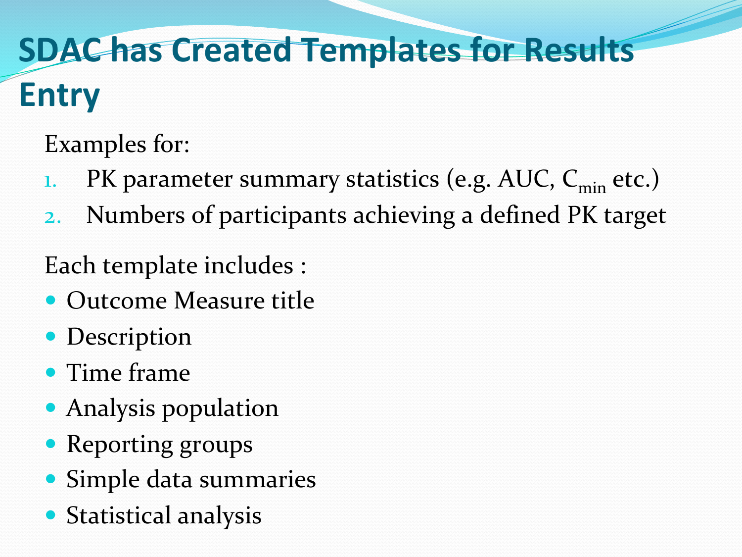# SDAC has Created Templates for Results Entry

Examples for:

1. PK parameter summary statistics (e.g. AUC, $C_{min}$ etc.)
2. Numbers of participants achieving a defined PK target

Each template includes :

- Outcome Measure title
- Description
- Time frame
- Analysis population
- Reporting groups
- Simple data summaries
- Statistical analysis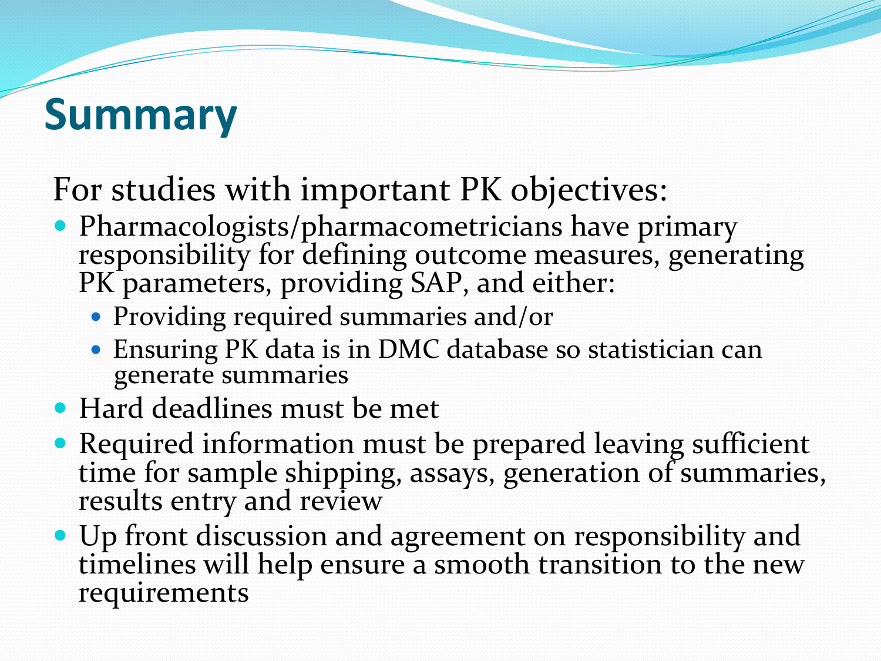# Summary

For studies with important PK objectives:

- Pharmacologists/pharmacometricians have primary responsibility for defining outcome measures, generating PK parameters, providing SAP, and either:
  - Providing required summaries and/or
  - Ensuring PK data is in DMC database so statistician can generate summaries
- Hard deadlines must be met
- Required information must be prepared leaving sufficient time for sample shipping, assays, generation of summaries, results entry and review
- Up front discussion and agreement on responsibility and timelines will help ensure a smooth transition to the new requirements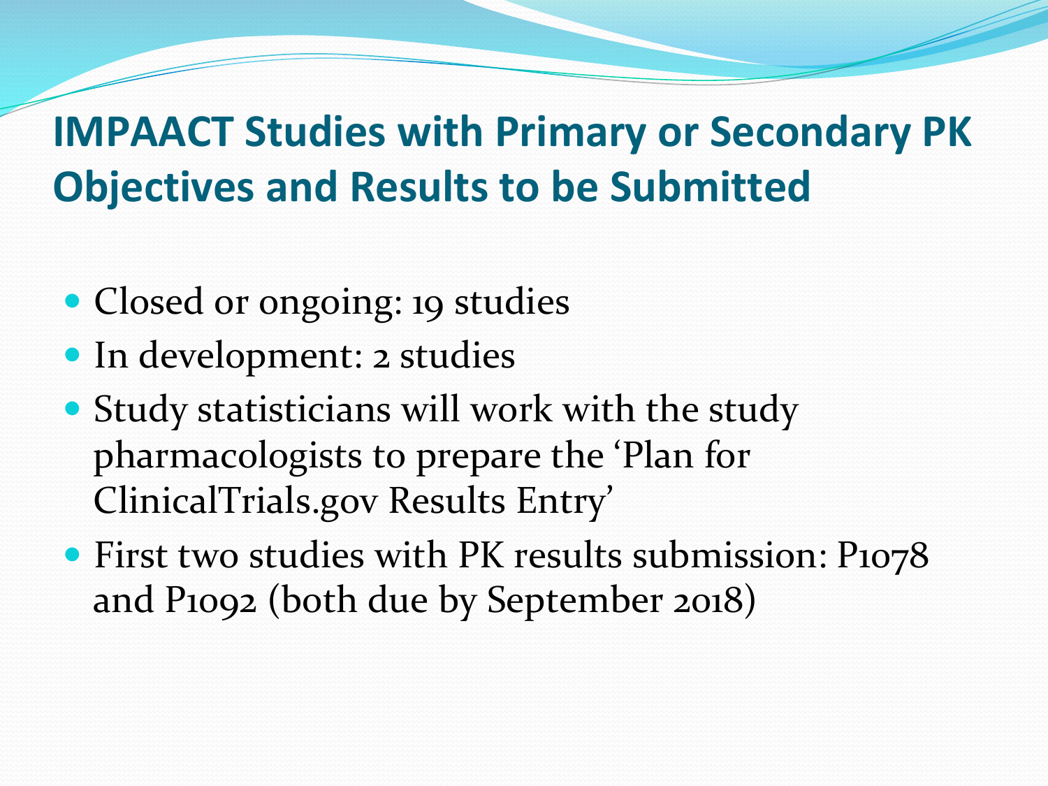# IMPAACT Studies with Primary or Secondary PK Objectives and Results to be Submitted

- Closed or ongoing: 19 studies
- In development: 2 studies
- Study statisticians will work with the study pharmacologists to prepare the 'Plan for ClinicalTrials.gov Results Entry'
- First two studies with PK results submission: P1078 and P1092 (both due by September 2018)